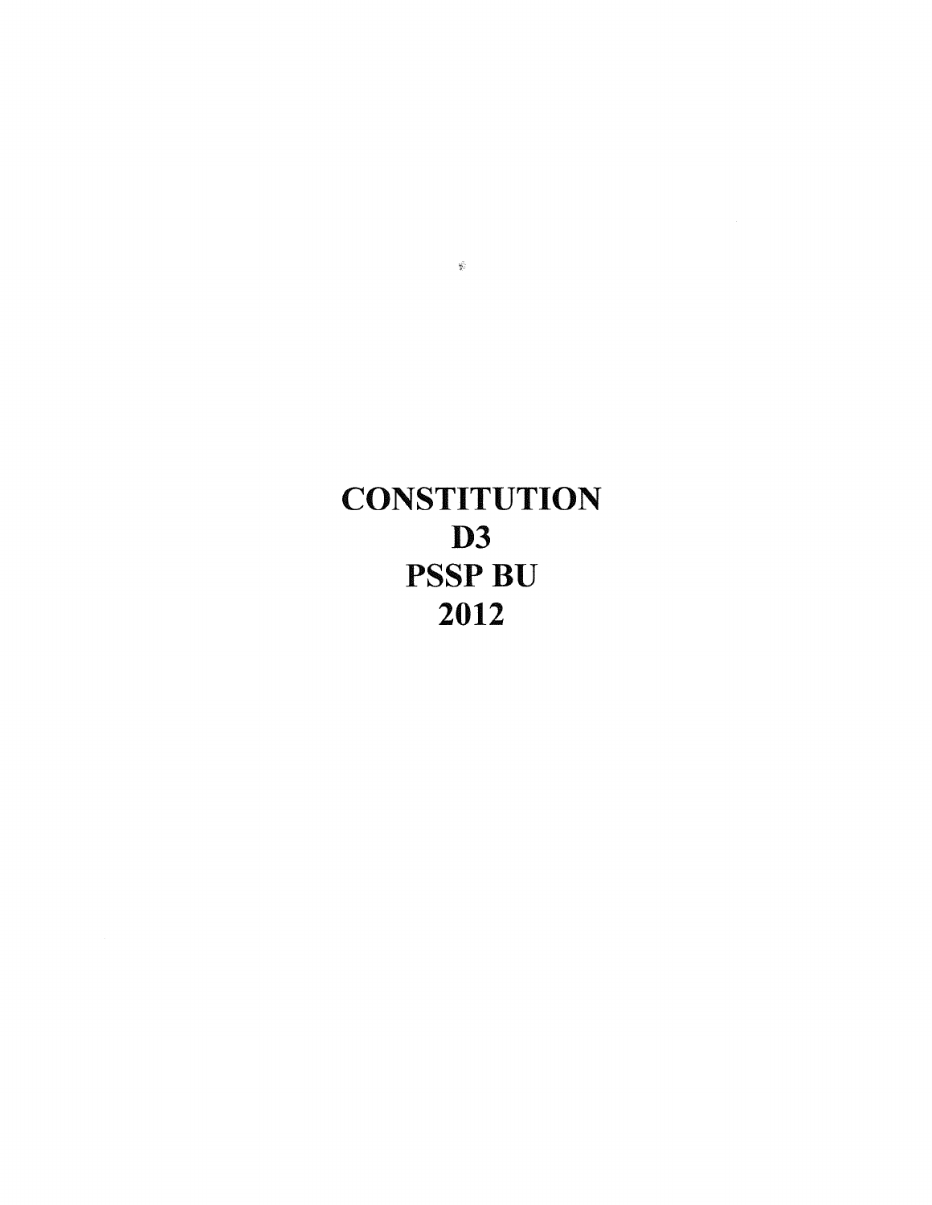# CONSTITUTION
# D3
# PSSP BU
# 2012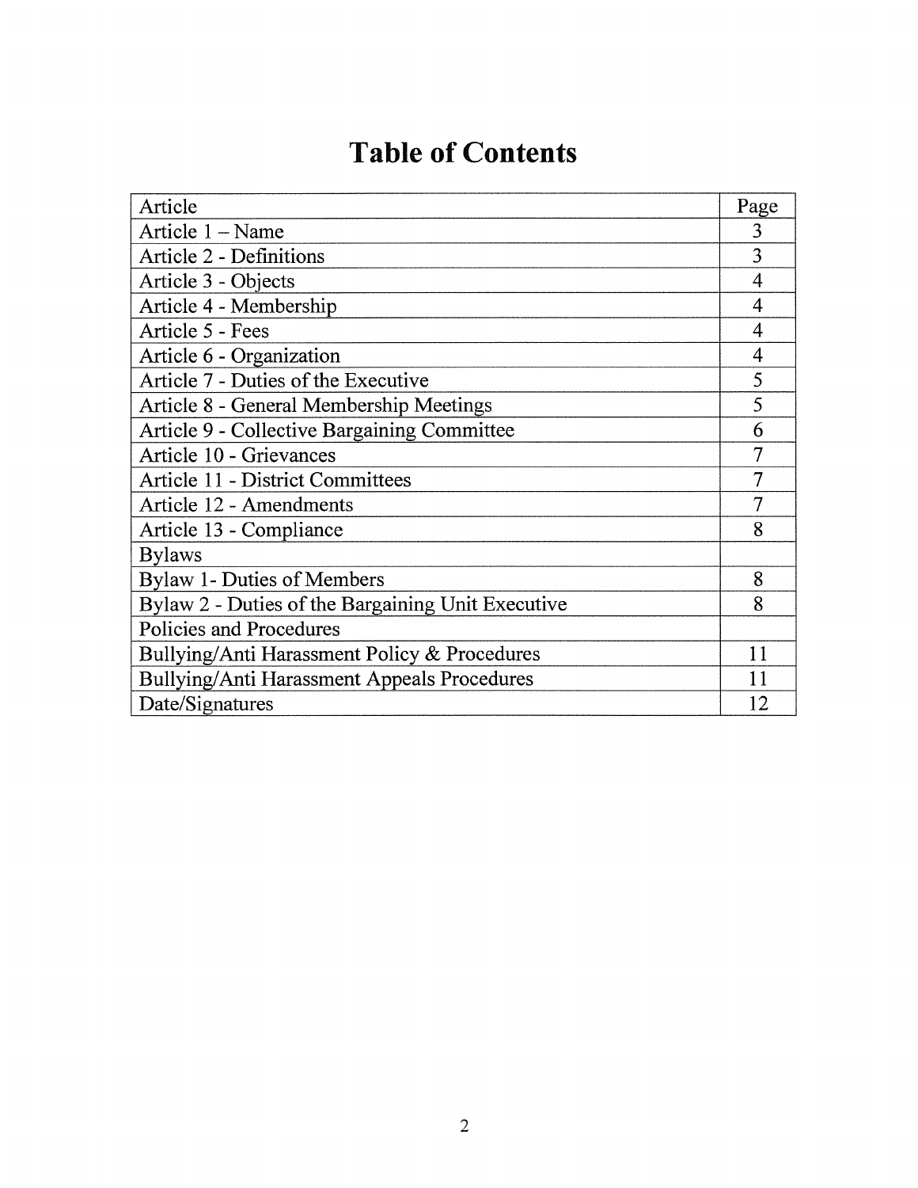# Table of Contents

| Article | Page |
|---|---|
| Article 1 – Name | 3 |
| Article 2 - Definitions | 3 |
| Article 3 - Objects | 4 |
| Article 4 - Membership | 4 |
| Article 5 - Fees | 4 |
| Article 6 - Organization | 4 |
| Article 7 - Duties of the Executive | 5 |
| Article 8 - General Membership Meetings | 5 |
| Article 9 - Collective Bargaining Committee | 6 |
| Article 10 - Grievances | 7 |
| Article 11 - District Committees | 7 |
| Article 12 - Amendments | 7 |
| Article 13 - Compliance | 8 |
| Bylaws | |
| Bylaw 1- Duties of Members | 8 |
| Bylaw 2 - Duties of the Bargaining Unit Executive | 8 |
| Policies and Procedures | |
| Bullying/Anti Harassment Policy & Procedures | 11 |
| Bullying/Anti Harassment Appeals Procedures | 11 |
| Date/Signatures | 12 |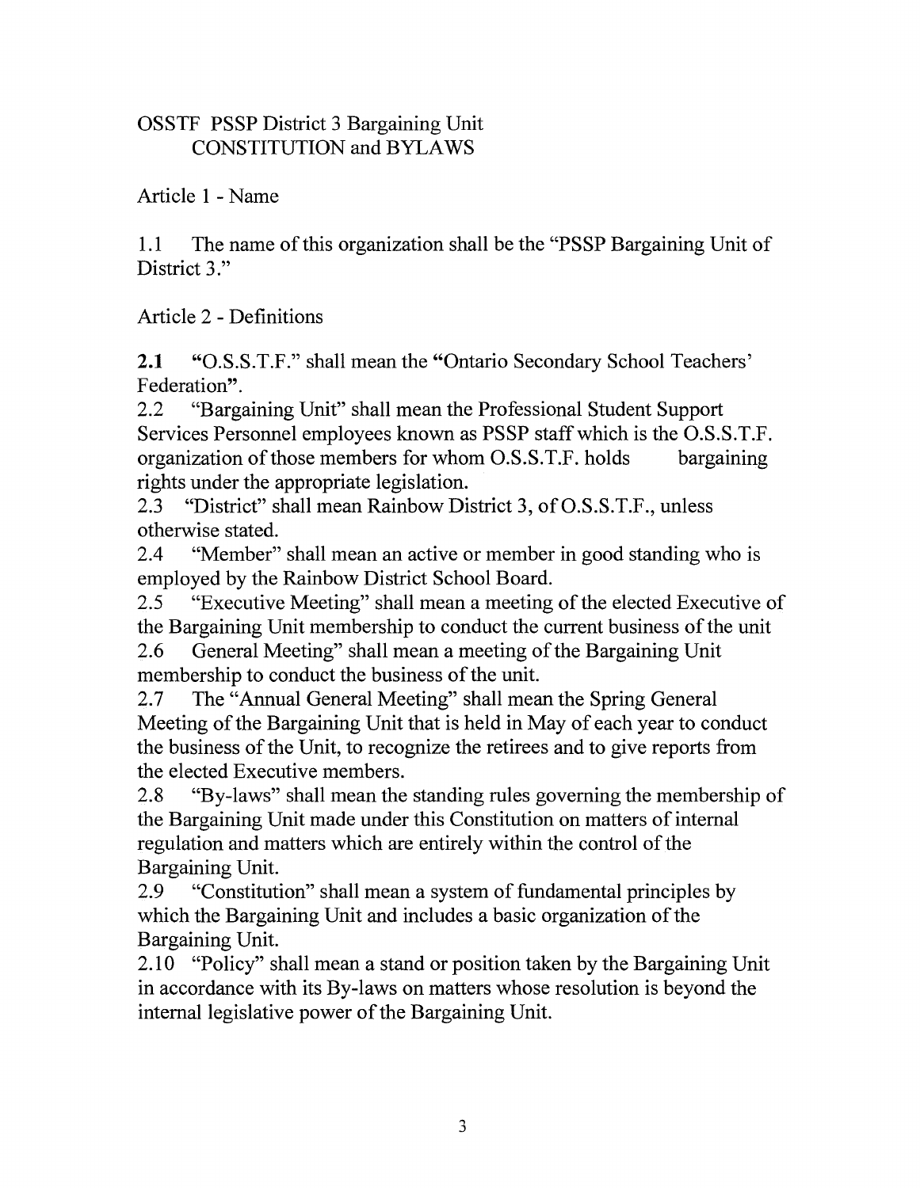# OSSTF PSSP District 3 Bargaining Unit
## CONSTITUTION and BYLAWS

## Article 1 - Name

1.1 The name of this organization shall be the "PSSP Bargaining Unit of District 3."

## Article 2 - Definitions

**2.1** **"**O.S.S.T.F." shall mean the **"**Ontario Secondary School Teachers' Federation**"**.

2.2 "Bargaining Unit" shall mean the Professional Student Support Services Personnel employees known as PSSP staff which is the O.S.S.T.F. organization of those members for whom O.S.S.T.F. holds bargaining rights under the appropriate legislation.

2.3 "District" shall mean Rainbow District 3, of O.S.S.T.F., unless otherwise stated.

2.4 "Member" shall mean an active or member in good standing who is employed by the Rainbow District School Board.

2.5 "Executive Meeting" shall mean a meeting of the elected Executive of the Bargaining Unit membership to conduct the current business of the unit

2.6 General Meeting" shall mean a meeting of the Bargaining Unit membership to conduct the business of the unit.

2.7 The "Annual General Meeting" shall mean the Spring General Meeting of the Bargaining Unit that is held in May of each year to conduct the business of the Unit, to recognize the retirees and to give reports from the elected Executive members.

2.8 "By-laws" shall mean the standing rules governing the membership of the Bargaining Unit made under this Constitution on matters of internal regulation and matters which are entirely within the control of the Bargaining Unit.

2.9 "Constitution" shall mean a system of fundamental principles by which the Bargaining Unit and includes a basic organization of the Bargaining Unit.

2.10 "Policy" shall mean a stand or position taken by the Bargaining Unit in accordance with its By-laws on matters whose resolution is beyond the internal legislative power of the Bargaining Unit.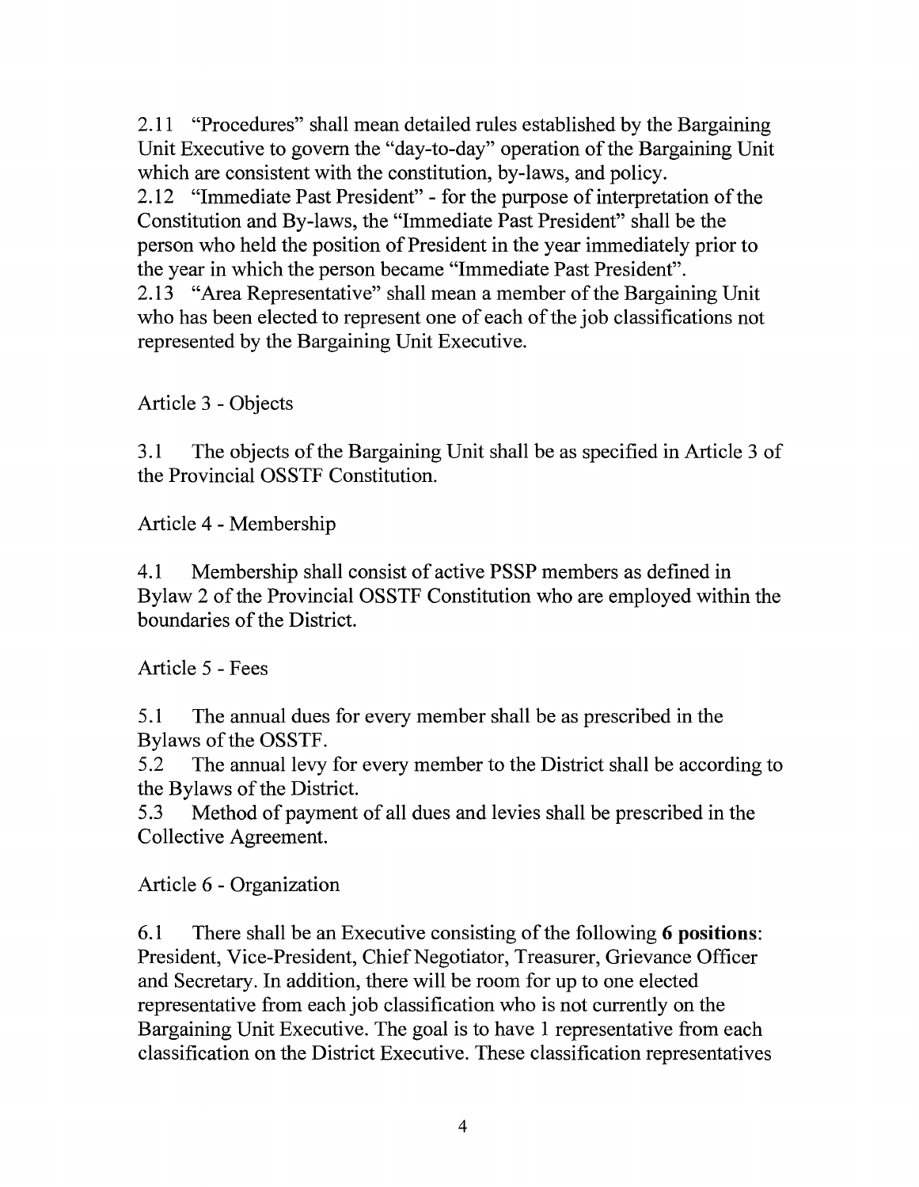2.11 "Procedures" shall mean detailed rules established by the Bargaining Unit Executive to govern the "day-to-day" operation of the Bargaining Unit which are consistent with the constitution, by-laws, and policy.

2.12 "Immediate Past President" - for the purpose of interpretation of the Constitution and By-laws, the "Immediate Past President" shall be the person who held the position of President in the year immediately prior to the year in which the person became "Immediate Past President".

2.13 "Area Representative" shall mean a member of the Bargaining Unit who has been elected to represent one of each of the job classifications not represented by the Bargaining Unit Executive.

## Article 3 - Objects

3.1 The objects of the Bargaining Unit shall be as specified in Article 3 of the Provincial OSSTF Constitution.

## Article 4 - Membership

4.1 Membership shall consist of active PSSP members as defined in Bylaw 2 of the Provincial OSSTF Constitution who are employed within the boundaries of the District.

## Article 5 - Fees

5.1 The annual dues for every member shall be as prescribed in the Bylaws of the OSSTF.

5.2 The annual levy for every member to the District shall be according to the Bylaws of the District.

5.3 Method of payment of all dues and levies shall be prescribed in the Collective Agreement.

## Article 6 - Organization

6.1 There shall be an Executive consisting of the following **6 positions**: President, Vice-President, Chief Negotiator, Treasurer, Grievance Officer and Secretary. In addition, there will be room for up to one elected representative from each job classification who is not currently on the Bargaining Unit Executive. The goal is to have 1 representative from each classification on the District Executive. These classification representatives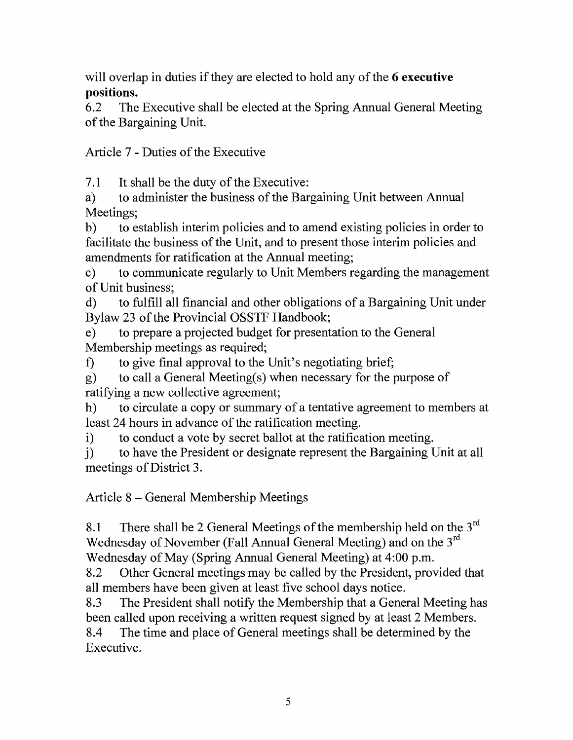will overlap in duties if they are elected to hold any of the **6 executive positions.**

6.2 The Executive shall be elected at the Spring Annual General Meeting of the Bargaining Unit.

## Article 7 - Duties of the Executive

7.1 It shall be the duty of the Executive:

a) to administer the business of the Bargaining Unit between Annual Meetings;

b) to establish interim policies and to amend existing policies in order to facilitate the business of the Unit, and to present those interim policies and amendments for ratification at the Annual meeting;

c) to communicate regularly to Unit Members regarding the management of Unit business;

d) to fulfill all financial and other obligations of a Bargaining Unit under Bylaw 23 of the Provincial OSSTF Handbook;

e) to prepare a projected budget for presentation to the General Membership meetings as required;

f) to give final approval to the Unit's negotiating brief;

g) to call a General Meeting(s) when necessary for the purpose of ratifying a new collective agreement;

h) to circulate a copy or summary of a tentative agreement to members at least 24 hours in advance of the ratification meeting.

i) to conduct a vote by secret ballot at the ratification meeting.

j) to have the President or designate represent the Bargaining Unit at all meetings of District 3.

## Article 8 – General Membership Meetings

8.1 There shall be 2 General Meetings of the membership held on the 3rd Wednesday of November (Fall Annual General Meeting) and on the 3rd Wednesday of May (Spring Annual General Meeting) at 4:00 p.m.

8.2 Other General meetings may be called by the President, provided that all members have been given at least five school days notice.

8.3 The President shall notify the Membership that a General Meeting has been called upon receiving a written request signed by at least 2 Members.

8.4 The time and place of General meetings shall be determined by the Executive.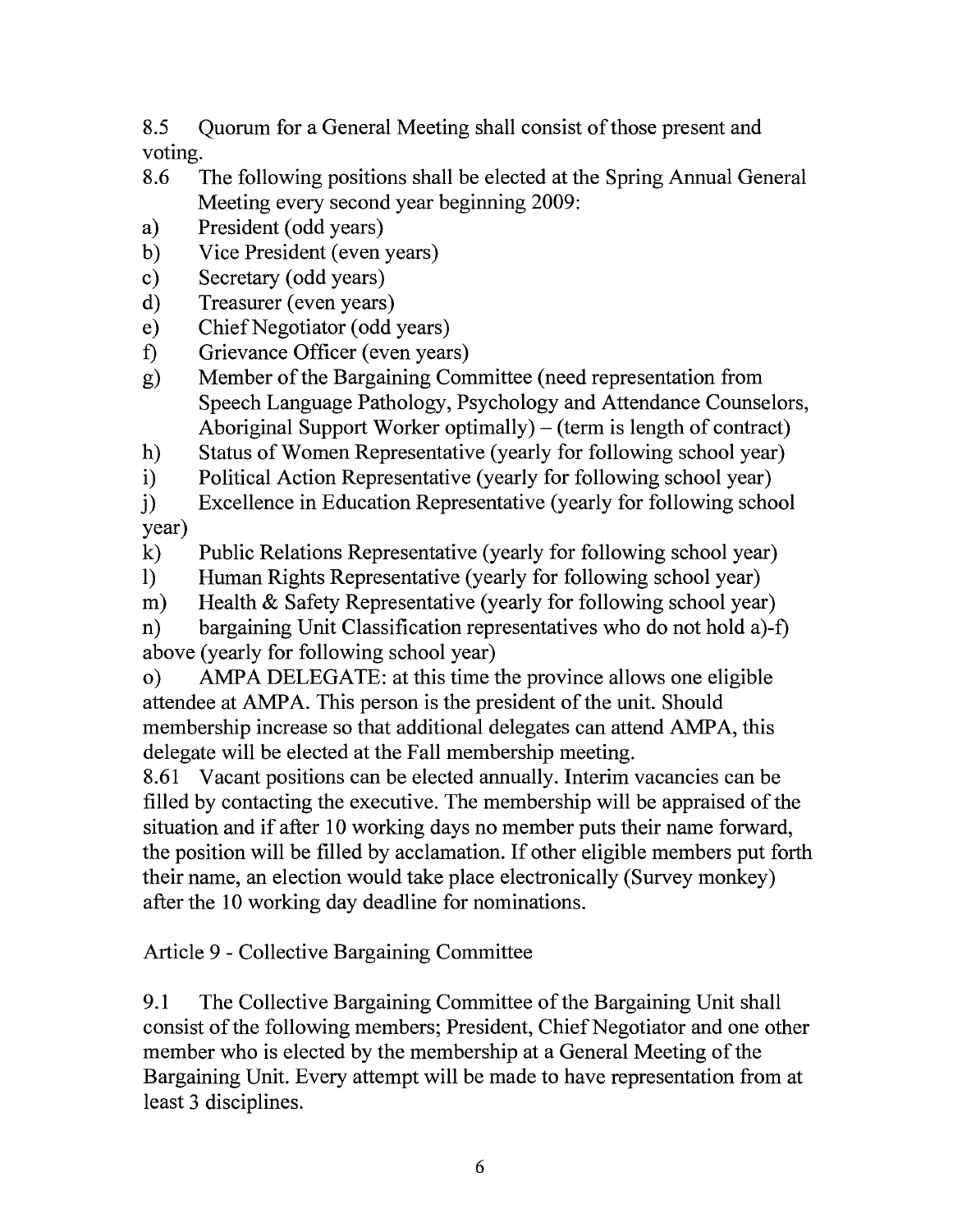8.5 Quorum for a General Meeting shall consist of those present and voting.

8.6 The following positions shall be elected at the Spring Annual General Meeting every second year beginning 2009:

a) President (odd years)
b) Vice President (even years)
c) Secretary (odd years)
d) Treasurer (even years)
e) Chief Negotiator (odd years)
f) Grievance Officer (even years)
g) Member of the Bargaining Committee (need representation from Speech Language Pathology, Psychology and Attendance Counselors, Aboriginal Support Worker optimally) – (term is length of contract)
h) Status of Women Representative (yearly for following school year)
i) Political Action Representative (yearly for following school year)
j) Excellence in Education Representative (yearly for following school year)
k) Public Relations Representative (yearly for following school year)
l) Human Rights Representative (yearly for following school year)
m) Health & Safety Representative (yearly for following school year)
n) bargaining Unit Classification representatives who do not hold a)-f) above (yearly for following school year)
o) AMPA DELEGATE: at this time the province allows one eligible attendee at AMPA. This person is the president of the unit. Should membership increase so that additional delegates can attend AMPA, this delegate will be elected at the Fall membership meeting.

8.61 Vacant positions can be elected annually. Interim vacancies can be filled by contacting the executive. The membership will be appraised of the situation and if after 10 working days no member puts their name forward, the position will be filled by acclamation. If other eligible members put forth their name, an election would take place electronically (Survey monkey) after the 10 working day deadline for nominations.

## Article 9 - Collective Bargaining Committee

9.1 The Collective Bargaining Committee of the Bargaining Unit shall consist of the following members; President, Chief Negotiator and one other member who is elected by the membership at a General Meeting of the Bargaining Unit. Every attempt will be made to have representation from at least 3 disciplines.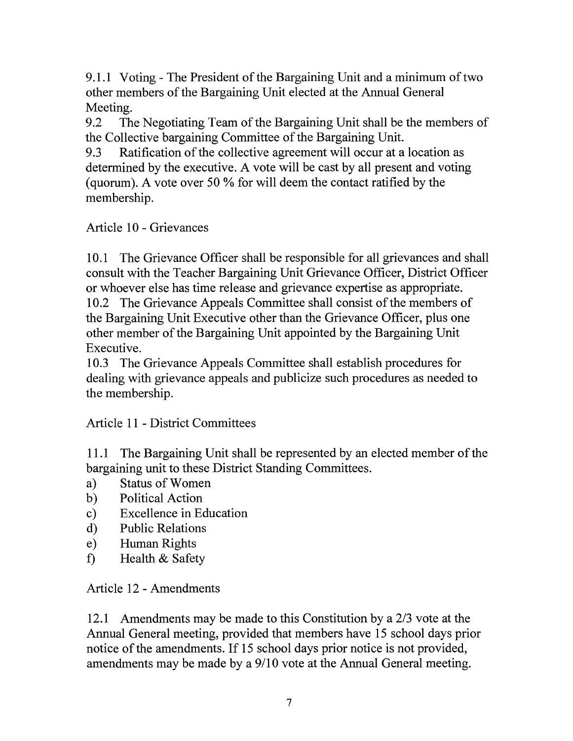9.1.1 Voting - The President of the Bargaining Unit and a minimum of two other members of the Bargaining Unit elected at the Annual General Meeting.

9.2 The Negotiating Team of the Bargaining Unit shall be the members of the Collective bargaining Committee of the Bargaining Unit.

9.3 Ratification of the collective agreement will occur at a location as determined by the executive. A vote will be cast by all present and voting (quorum). A vote over 50 % for will deem the contact ratified by the membership.

## Article 10 - Grievances

10.1 The Grievance Officer shall be responsible for all grievances and shall consult with the Teacher Bargaining Unit Grievance Officer, District Officer or whoever else has time release and grievance expertise as appropriate.

10.2 The Grievance Appeals Committee shall consist of the members of the Bargaining Unit Executive other than the Grievance Officer, plus one other member of the Bargaining Unit appointed by the Bargaining Unit Executive.

10.3 The Grievance Appeals Committee shall establish procedures for dealing with grievance appeals and publicize such procedures as needed to the membership.

## Article 11 - District Committees

11.1 The Bargaining Unit shall be represented by an elected member of the bargaining unit to these District Standing Committees.

a) Status of Women
b) Political Action
c) Excellence in Education
d) Public Relations
e) Human Rights
f) Health & Safety

## Article 12 - Amendments

12.1 Amendments may be made to this Constitution by a 2/3 vote at the Annual General meeting, provided that members have 15 school days prior notice of the amendments. If 15 school days prior notice is not provided, amendments may be made by a 9/10 vote at the Annual General meeting.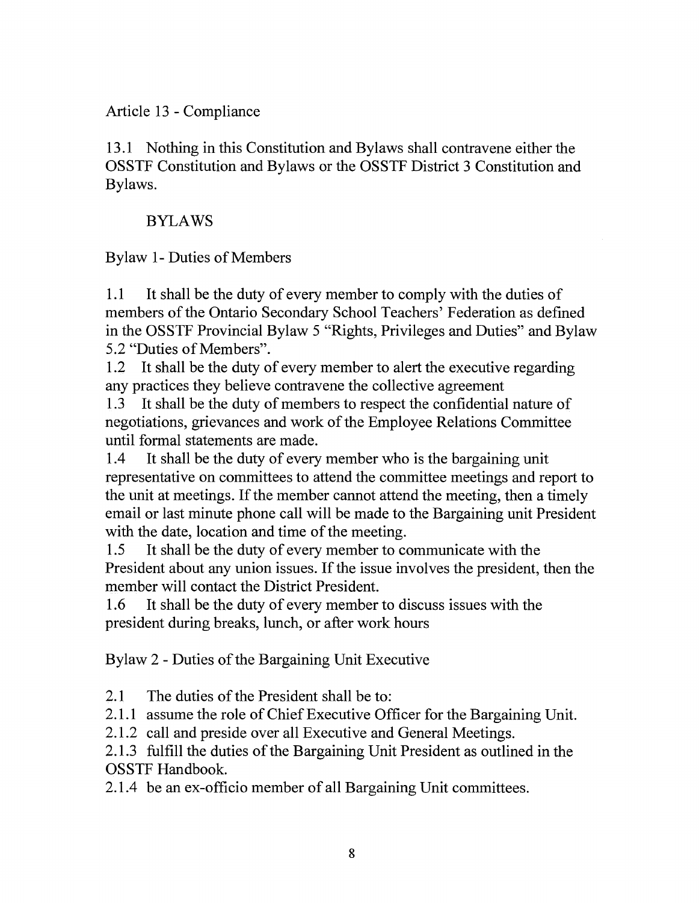Article 13 - Compliance

13.1 Nothing in this Constitution and Bylaws shall contravene either the OSSTF Constitution and Bylaws or the OSSTF District 3 Constitution and Bylaws.

## BYLAWS

Bylaw 1- Duties of Members

1.1 It shall be the duty of every member to comply with the duties of members of the Ontario Secondary School Teachers' Federation as defined in the OSSTF Provincial Bylaw 5 "Rights, Privileges and Duties" and Bylaw 5.2 "Duties of Members".
1.2 It shall be the duty of every member to alert the executive regarding any practices they believe contravene the collective agreement
1.3 It shall be the duty of members to respect the confidential nature of negotiations, grievances and work of the Employee Relations Committee until formal statements are made.
1.4 It shall be the duty of every member who is the bargaining unit representative on committees to attend the committee meetings and report to the unit at meetings. If the member cannot attend the meeting, then a timely email or last minute phone call will be made to the Bargaining unit President with the date, location and time of the meeting.
1.5 It shall be the duty of every member to communicate with the President about any union issues. If the issue involves the president, then the member will contact the District President.
1.6 It shall be the duty of every member to discuss issues with the president during breaks, lunch, or after work hours

Bylaw 2 - Duties of the Bargaining Unit Executive

2.1 The duties of the President shall be to:
2.1.1 assume the role of Chief Executive Officer for the Bargaining Unit.
2.1.2 call and preside over all Executive and General Meetings.
2.1.3 fulfill the duties of the Bargaining Unit President as outlined in the OSSTF Handbook.
2.1.4 be an ex-officio member of all Bargaining Unit committees.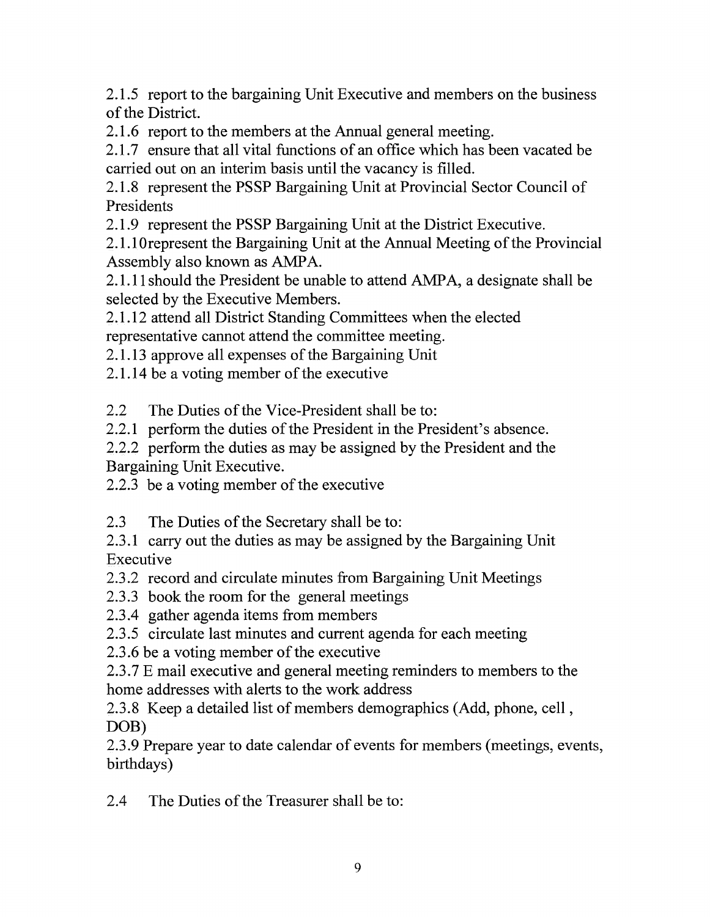2.1.5 report to the bargaining Unit Executive and members on the business of the District.

2.1.6 report to the members at the Annual general meeting.

2.1.7 ensure that all vital functions of an office which has been vacated be carried out on an interim basis until the vacancy is filled.

2.1.8 represent the PSSP Bargaining Unit at Provincial Sector Council of Presidents

2.1.9 represent the PSSP Bargaining Unit at the District Executive.

2.1.10represent the Bargaining Unit at the Annual Meeting of the Provincial Assembly also known as AMPA.

2.1.11should the President be unable to attend AMPA, a designate shall be selected by the Executive Members.

2.1.12 attend all District Standing Committees when the elected representative cannot attend the committee meeting.

2.1.13 approve all expenses of the Bargaining Unit

2.1.14 be a voting member of the executive

2.2 The Duties of the Vice-President shall be to:

2.2.1 perform the duties of the President in the President's absence.

2.2.2 perform the duties as may be assigned by the President and the Bargaining Unit Executive.

2.2.3 be a voting member of the executive

2.3 The Duties of the Secretary shall be to:

2.3.1 carry out the duties as may be assigned by the Bargaining Unit Executive

2.3.2 record and circulate minutes from Bargaining Unit Meetings

2.3.3 book the room for the general meetings

2.3.4 gather agenda items from members

2.3.5 circulate last minutes and current agenda for each meeting

2.3.6 be a voting member of the executive

2.3.7 E mail executive and general meeting reminders to members to the home addresses with alerts to the work address

2.3.8 Keep a detailed list of members demographics (Add, phone, cell , DOB)

2.3.9 Prepare year to date calendar of events for members (meetings, events, birthdays)

2.4 The Duties of the Treasurer shall be to: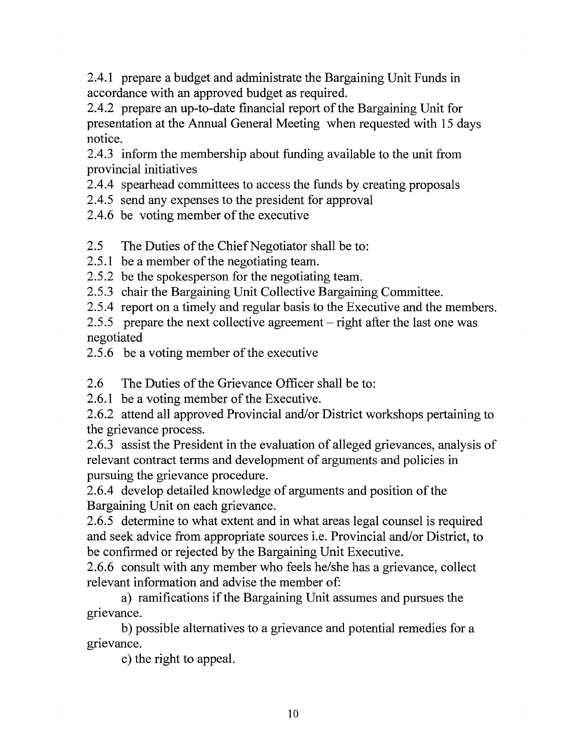2.4.1 prepare a budget and administrate the Bargaining Unit Funds in accordance with an approved budget as required.
2.4.2 prepare an up-to-date financial report of the Bargaining Unit for presentation at the Annual General Meeting when requested with 15 days notice.
2.4.3 inform the membership about funding available to the unit from provincial initiatives
2.4.4 spearhead committees to access the funds by creating proposals
2.4.5 send any expenses to the president for approval
2.4.6 be voting member of the executive

2.5 The Duties of the Chief Negotiator shall be to:
2.5.1 be a member of the negotiating team.
2.5.2 be the spokesperson for the negotiating team.
2.5.3 chair the Bargaining Unit Collective Bargaining Committee.
2.5.4 report on a timely and regular basis to the Executive and the members.
2.5.5 prepare the next collective agreement – right after the last one was negotiated
2.5.6 be a voting member of the executive

2.6 The Duties of the Grievance Officer shall be to:
2.6.1 be a voting member of the Executive.
2.6.2 attend all approved Provincial and/or District workshops pertaining to the grievance process.
2.6.3 assist the President in the evaluation of alleged grievances, analysis of relevant contract terms and development of arguments and policies in pursuing the grievance procedure.
2.6.4 develop detailed knowledge of arguments and position of the Bargaining Unit on each grievance.
2.6.5 determine to what extent and in what areas legal counsel is required and seek advice from appropriate sources i.e. Provincial and/or District, to be confirmed or rejected by the Bargaining Unit Executive.
2.6.6 consult with any member who feels he/she has a grievance, collect relevant information and advise the member of:

a) ramifications if the Bargaining Unit assumes and pursues the grievance.

b) possible alternatives to a grievance and potential remedies for a grievance.

c) the right to appeal.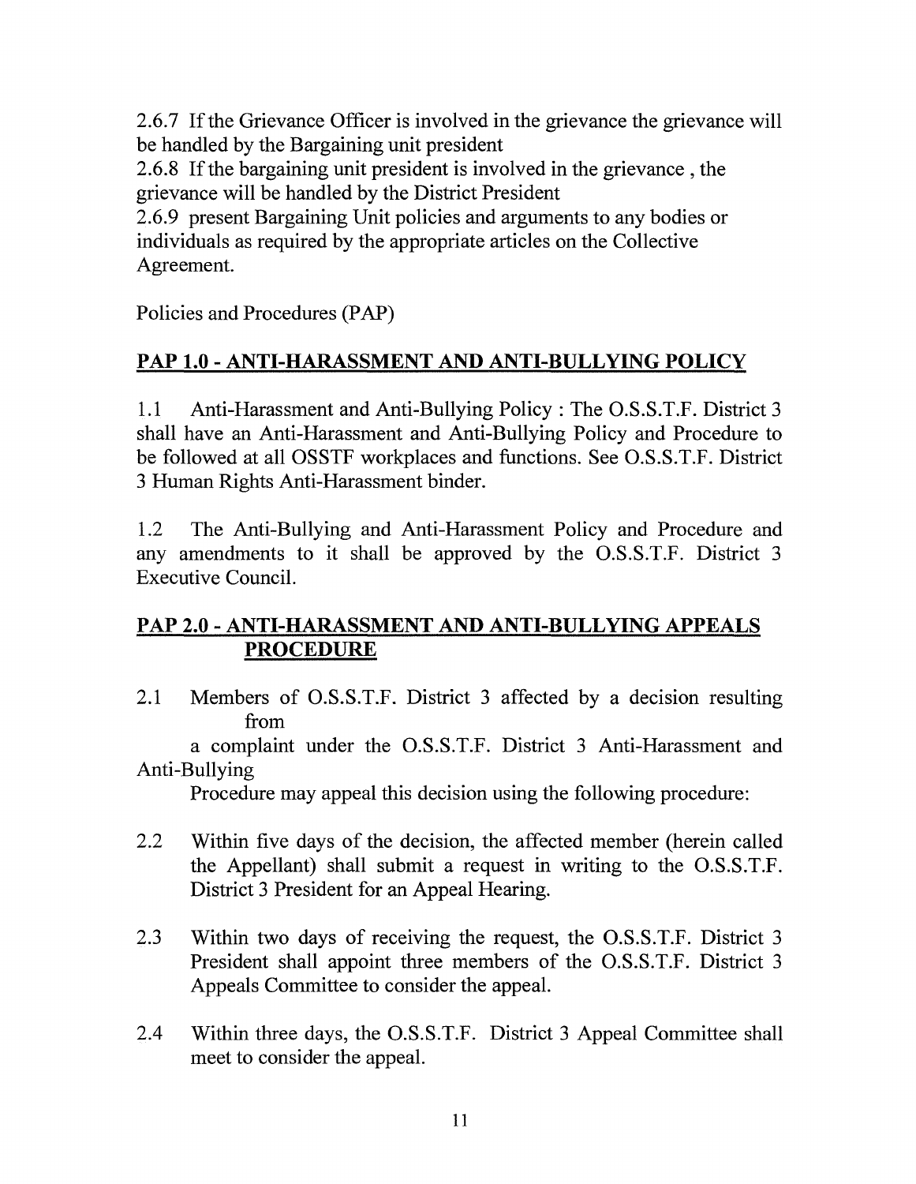2.6.7 If the Grievance Officer is involved in the grievance the grievance will be handled by the Bargaining unit president

2.6.8 If the bargaining unit president is involved in the grievance , the grievance will be handled by the District President

2.6.9 present Bargaining Unit policies and arguments to any bodies or individuals as required by the appropriate articles on the Collective Agreement.

Policies and Procedures (PAP)

## PAP 1.0 - ANTI-HARASSMENT AND ANTI-BULLYING POLICY

1.1 Anti-Harassment and Anti-Bullying Policy : The O.S.S.T.F. District 3 shall have an Anti-Harassment and Anti-Bullying Policy and Procedure to be followed at all OSSTF workplaces and functions. See O.S.S.T.F. District 3 Human Rights Anti-Harassment binder.

1.2 The Anti-Bullying and Anti-Harassment Policy and Procedure and any amendments to it shall be approved by the O.S.S.T.F. District 3 Executive Council.

## PAP 2.0 - ANTI-HARASSMENT AND ANTI-BULLYING APPEALS PROCEDURE

2.1 Members of O.S.S.T.F. District 3 affected by a decision resulting from a complaint under the O.S.S.T.F. District 3 Anti-Harassment and Anti-Bullying Procedure may appeal this decision using the following procedure:

2.2 Within five days of the decision, the affected member (herein called the Appellant) shall submit a request in writing to the O.S.S.T.F. District 3 President for an Appeal Hearing.

2.3 Within two days of receiving the request, the O.S.S.T.F. District 3 President shall appoint three members of the O.S.S.T.F. District 3 Appeals Committee to consider the appeal.

2.4 Within three days, the O.S.S.T.F. District 3 Appeal Committee shall meet to consider the appeal.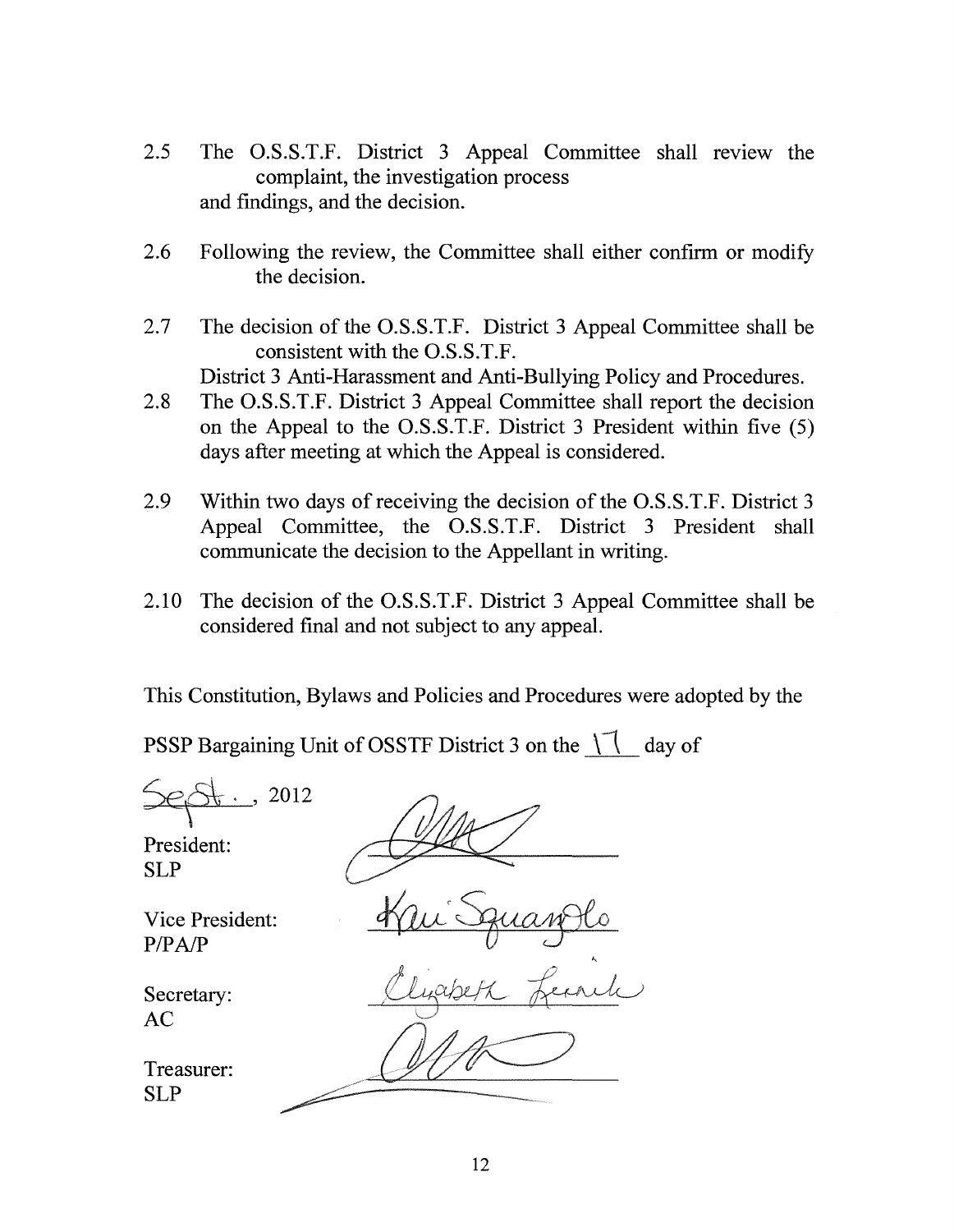2.5 The O.S.S.T.F. District 3 Appeal Committee shall review the complaint, the investigation process and findings, and the decision.

2.6 Following the review, the Committee shall either confirm or modify the decision.

2.7 The decision of the O.S.S.T.F. District 3 Appeal Committee shall be consistent with the O.S.S.T.F. District 3 Anti-Harassment and Anti-Bullying Policy and Procedures.

2.8 The O.S.S.T.F. District 3 Appeal Committee shall report the decision on the Appeal to the O.S.S.T.F. District 3 President within five (5) days after meeting at which the Appeal is considered.

2.9 Within two days of receiving the decision of the O.S.S.T.F. District 3 Appeal Committee, the O.S.S.T.F. District 3 President shall communicate the decision to the Appellant in writing.

2.10 The decision of the O.S.S.T.F. District 3 Appeal Committee shall be considered final and not subject to any appeal.

This Constitution, Bylaws and Policies and Procedures were adopted by the PSSP Bargaining Unit of OSSTF District 3 on the 17 day of Sept., 2012

President: SLP

Vice President: P/PA/P

Secretary: AC

Treasurer: SLP